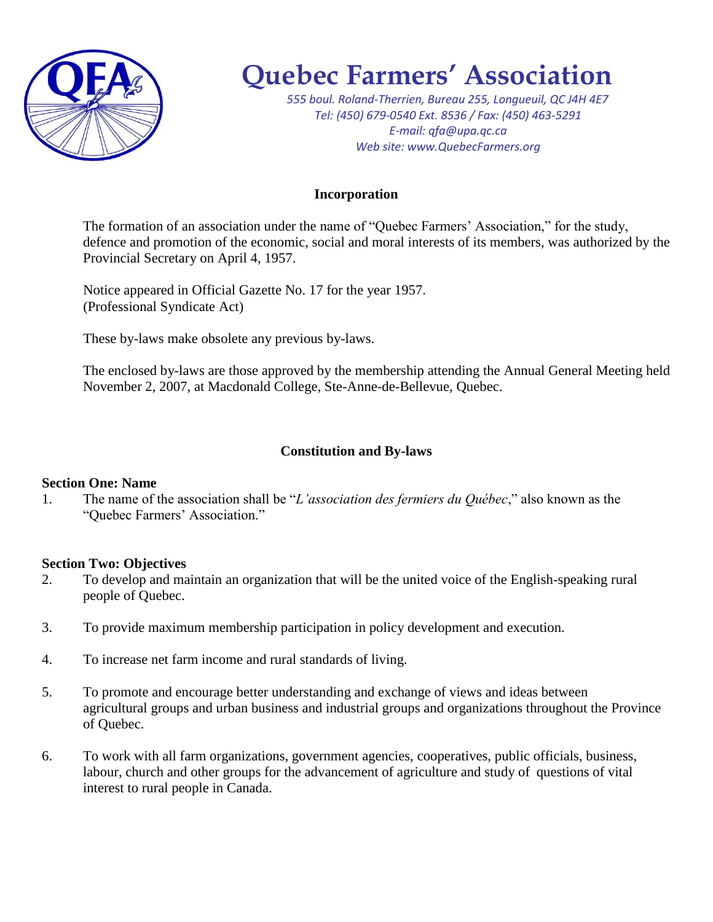# Quebec Farmers' Association

*555 boul. Roland-Therrien, Bureau 255, Longueuil, QC J4H 4E7*
*Tel: (450) 679-0540 Ext. 8536 / Fax: (450) 463-5291*
*E-mail: qfa@upa.qc.ca*
*Web site: www.QuebecFarmers.org*

## Incorporation

The formation of an association under the name of "Quebec Farmers' Association," for the study, defence and promotion of the economic, social and moral interests of its members, was authorized by the Provincial Secretary on April 4, 1957.

Notice appeared in Official Gazette No. 17 for the year 1957.
(Professional Syndicate Act)

These by-laws make obsolete any previous by-laws.

The enclosed by-laws are those approved by the membership attending the Annual General Meeting held November 2, 2007, at Macdonald College, Ste-Anne-de-Bellevue, Quebec.

## Constitution and By-laws

### Section One: Name

1. The name of the association shall be "*L'association des fermiers du Québec*," also known as the "Quebec Farmers' Association."

### Section Two: Objectives

2. To develop and maintain an organization that will be the united voice of the English-speaking rural people of Quebec.

3. To provide maximum membership participation in policy development and execution.

4. To increase net farm income and rural standards of living.

5. To promote and encourage better understanding and exchange of views and ideas between agricultural groups and urban business and industrial groups and organizations throughout the Province of Quebec.

6. To work with all farm organizations, government agencies, cooperatives, public officials, business, labour, church and other groups for the advancement of agriculture and study of questions of vital interest to rural people in Canada.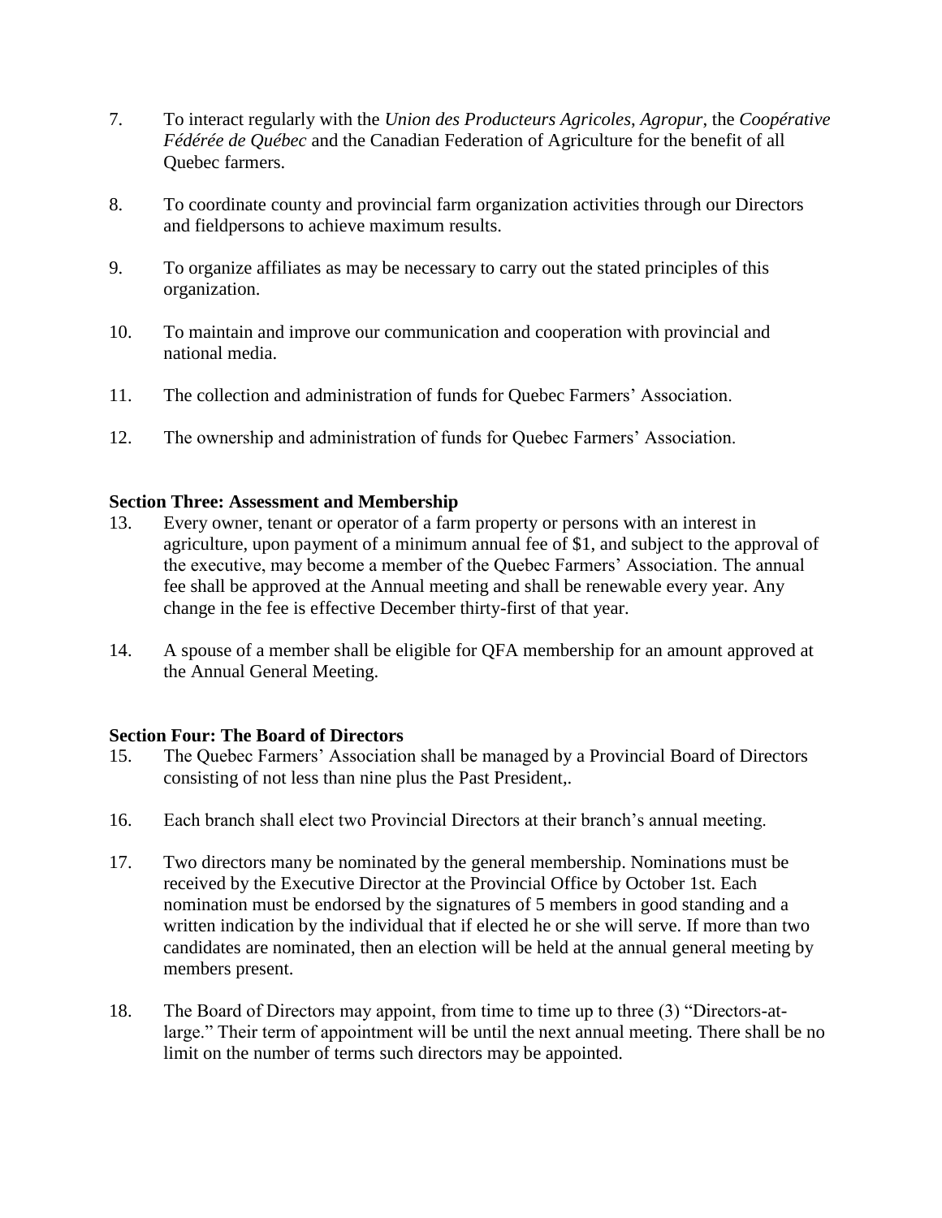7. To interact regularly with the *Union des Producteurs Agricoles, Agropur*, the *Coopérative Fédérée de Québec* and the Canadian Federation of Agriculture for the benefit of all Quebec farmers.

8. To coordinate county and provincial farm organization activities through our Directors and fieldpersons to achieve maximum results.

9. To organize affiliates as may be necessary to carry out the stated principles of this organization.

10. To maintain and improve our communication and cooperation with provincial and national media.

11. The collection and administration of funds for Quebec Farmers' Association.

12. The ownership and administration of funds for Quebec Farmers' Association.

**Section Three: Assessment and Membership**

13. Every owner, tenant or operator of a farm property or persons with an interest in agriculture, upon payment of a minimum annual fee of $1, and subject to the approval of the executive, may become a member of the Quebec Farmers' Association. The annual fee shall be approved at the Annual meeting and shall be renewable every year. Any change in the fee is effective December thirty-first of that year.

14. A spouse of a member shall be eligible for QFA membership for an amount approved at the Annual General Meeting.

**Section Four: The Board of Directors**

15. The Quebec Farmers' Association shall be managed by a Provincial Board of Directors consisting of not less than nine plus the Past President,.

16. Each branch shall elect two Provincial Directors at their branch's annual meeting.

17. Two directors many be nominated by the general membership. Nominations must be received by the Executive Director at the Provincial Office by October 1st. Each nomination must be endorsed by the signatures of 5 members in good standing and a written indication by the individual that if elected he or she will serve. If more than two candidates are nominated, then an election will be held at the annual general meeting by members present.

18. The Board of Directors may appoint, from time to time up to three (3) "Directors-at-large." Their term of appointment will be until the next annual meeting. There shall be no limit on the number of terms such directors may be appointed.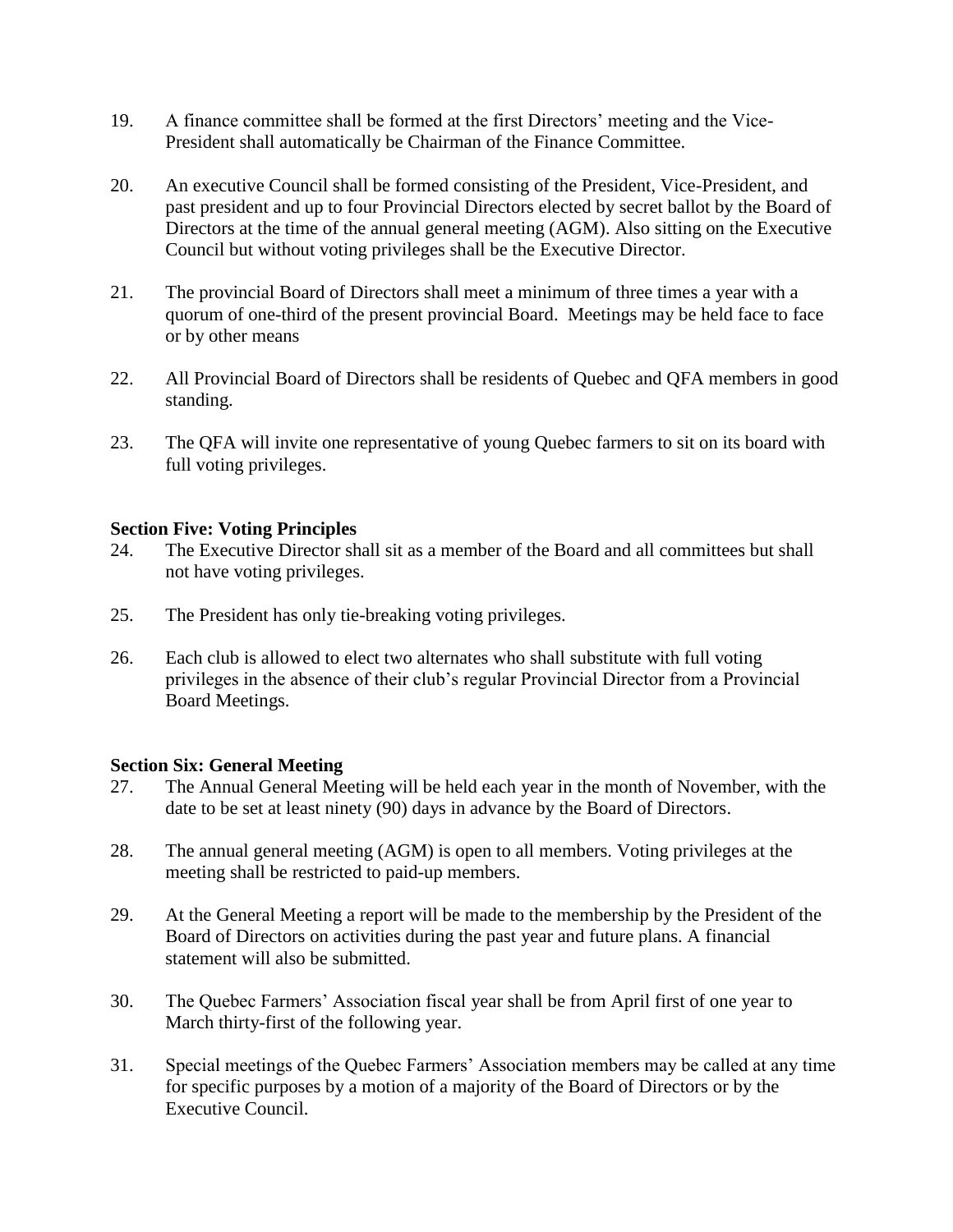19. A finance committee shall be formed at the first Directors' meeting and the Vice-President shall automatically be Chairman of the Finance Committee.

20. An executive Council shall be formed consisting of the President, Vice-President, and past president and up to four Provincial Directors elected by secret ballot by the Board of Directors at the time of the annual general meeting (AGM). Also sitting on the Executive Council but without voting privileges shall be the Executive Director.

21. The provincial Board of Directors shall meet a minimum of three times a year with a quorum of one-third of the present provincial Board. Meetings may be held face to face or by other means

22. All Provincial Board of Directors shall be residents of Quebec and QFA members in good standing.

23. The QFA will invite one representative of young Quebec farmers to sit on its board with full voting privileges.

**Section Five: Voting Principles**

24. The Executive Director shall sit as a member of the Board and all committees but shall not have voting privileges.

25. The President has only tie-breaking voting privileges.

26. Each club is allowed to elect two alternates who shall substitute with full voting privileges in the absence of their club's regular Provincial Director from a Provincial Board Meetings.

**Section Six: General Meeting**

27. The Annual General Meeting will be held each year in the month of November, with the date to be set at least ninety (90) days in advance by the Board of Directors.

28. The annual general meeting (AGM) is open to all members. Voting privileges at the meeting shall be restricted to paid-up members.

29. At the General Meeting a report will be made to the membership by the President of the Board of Directors on activities during the past year and future plans. A financial statement will also be submitted.

30. The Quebec Farmers' Association fiscal year shall be from April first of one year to March thirty-first of the following year.

31. Special meetings of the Quebec Farmers' Association members may be called at any time for specific purposes by a motion of a majority of the Board of Directors or by the Executive Council.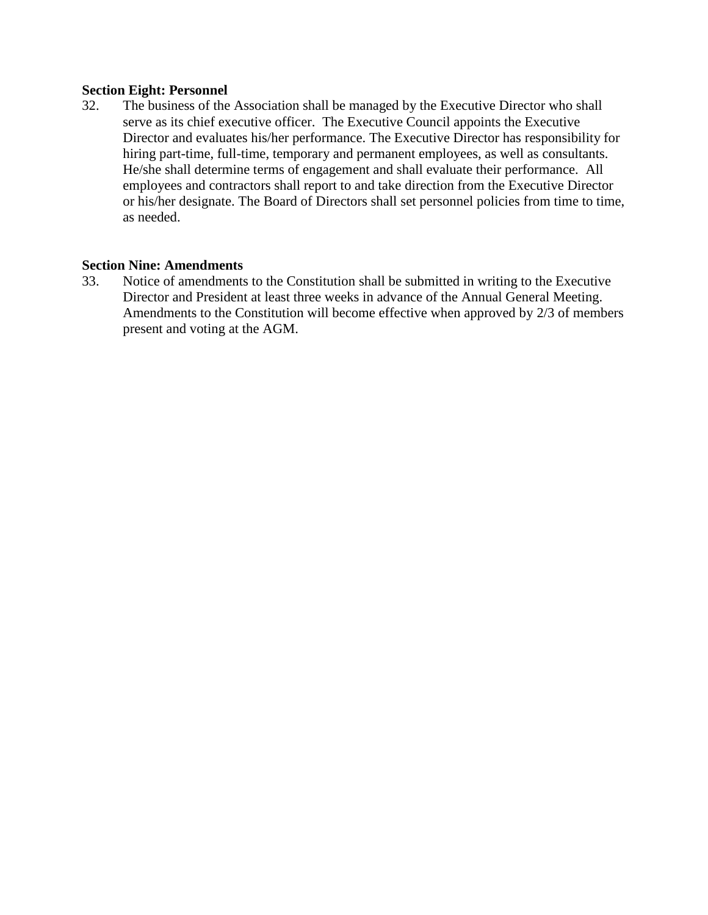**Section Eight: Personnel**

32. The business of the Association shall be managed by the Executive Director who shall serve as its chief executive officer. The Executive Council appoints the Executive Director and evaluates his/her performance. The Executive Director has responsibility for hiring part-time, full-time, temporary and permanent employees, as well as consultants. He/she shall determine terms of engagement and shall evaluate their performance. All employees and contractors shall report to and take direction from the Executive Director or his/her designate. The Board of Directors shall set personnel policies from time to time, as needed.

**Section Nine: Amendments**

33. Notice of amendments to the Constitution shall be submitted in writing to the Executive Director and President at least three weeks in advance of the Annual General Meeting. Amendments to the Constitution will become effective when approved by 2/3 of members present and voting at the AGM.